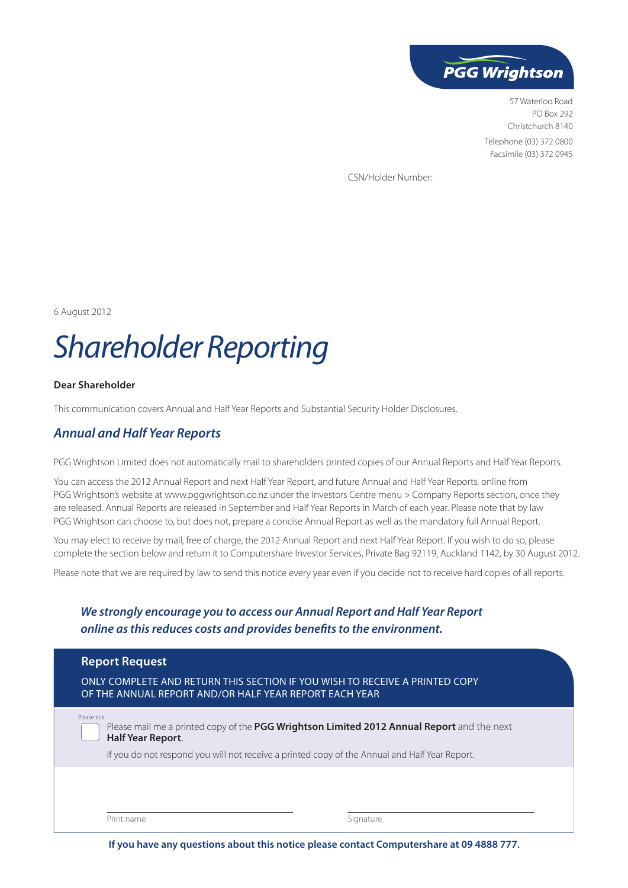**PGG Wrightson**

57 Waterloo Road
PO Box 292
Christchurch 8140

Telephone (03) 372 0800
Facsimile (03) 372 0945

CSN/Holder Number:

6 August 2012

# *Shareholder Reporting*

**Dear Shareholder**

This communication covers Annual and Half Year Reports and Substantial Security Holder Disclosures.

## *Annual and Half Year Reports*

PGG Wrightson Limited does not automatically mail to shareholders printed copies of our Annual Reports and Half Year Reports.

You can access the 2012 Annual Report and next Half Year Report, and future Annual and Half Year Reports, online from PGG Wrightson's website at www.pggwrightson.co.nz under the Investors Centre menu > Company Reports section, once they are released. Annual Reports are released in September and Half Year Reports in March of each year. Please note that by law PGG Wrightson can choose to, but does not, prepare a concise Annual Report as well as the mandatory full Annual Report.

You may elect to receive by mail, free of charge, the 2012 Annual Report and next Half Year Report. If you wish to do so, please complete the section below and return it to Computershare Investor Services, Private Bag 92119, Auckland 1142, by 30 August 2012.

Please note that we are required by law to send this notice every year even if you decide not to receive hard copies of all reports.

***We strongly encourage you to access our Annual Report and Half Year Report online as this reduces costs and provides benefits to the environment.***

### Report Request

ONLY COMPLETE AND RETURN THIS SECTION IF YOU WISH TO RECEIVE A PRINTED COPY OF THE ANNUAL REPORT AND/OR HALF YEAR REPORT EACH YEAR

Please tick

☐ Please mail me a printed copy of the **PGG Wrightson Limited 2012 Annual Report** and the next **Half Year Report**.

If you do not respond you will not receive a printed copy of the Annual and Half Year Report.

Print name _______________________ Signature _______________________

**If you have any questions about this notice please contact Computershare at 09 4888 777.**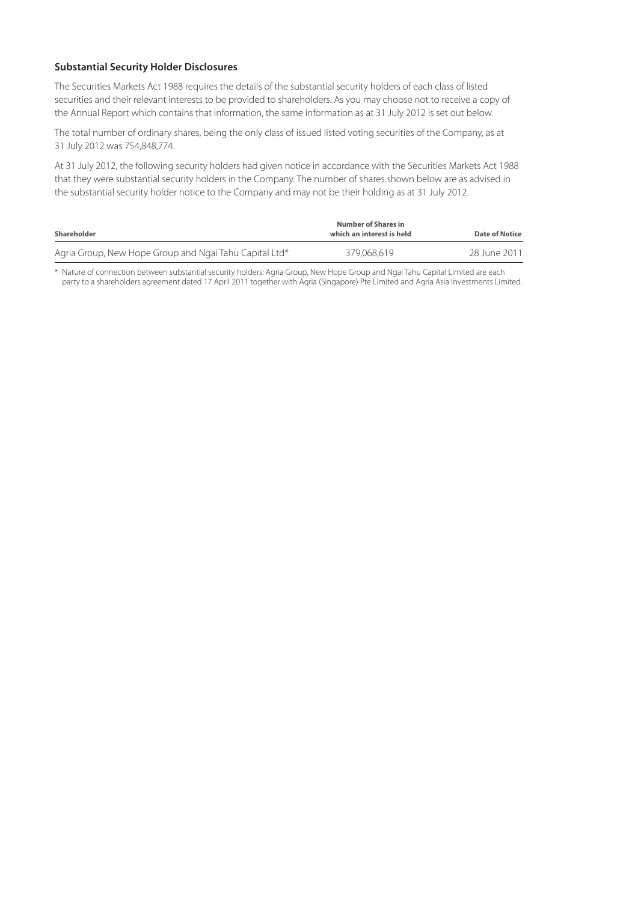### Substantial Security Holder Disclosures

The Securities Markets Act 1988 requires the details of the substantial security holders of each class of listed securities and their relevant interests to be provided to shareholders. As you may choose not to receive a copy of the Annual Report which contains that information, the same information as at 31 July 2012 is set out below.

The total number of ordinary shares, being the only class of issued listed voting securities of the Company, as at 31 July 2012 was 754,848,774.

At 31 July 2012, the following security holders had given notice in accordance with the Securities Markets Act 1988 that they were substantial security holders in the Company. The number of shares shown below are as advised in the substantial security holder notice to the Company and may not be their holding as at 31 July 2012.

| Shareholder | Number of Shares in which an interest is held | Date of Notice |
|---|---|---|
| Agria Group, New Hope Group and Ngai Tahu Capital Ltd* | 379,068,619 | 28 June 2011 |

\* Nature of connection between substantial security holders: Agria Group, New Hope Group and Ngai Tahu Capital Limited are each party to a shareholders agreement dated 17 April 2011 together with Agria (Singapore) Pte Limited and Agria Asia Investments Limited.